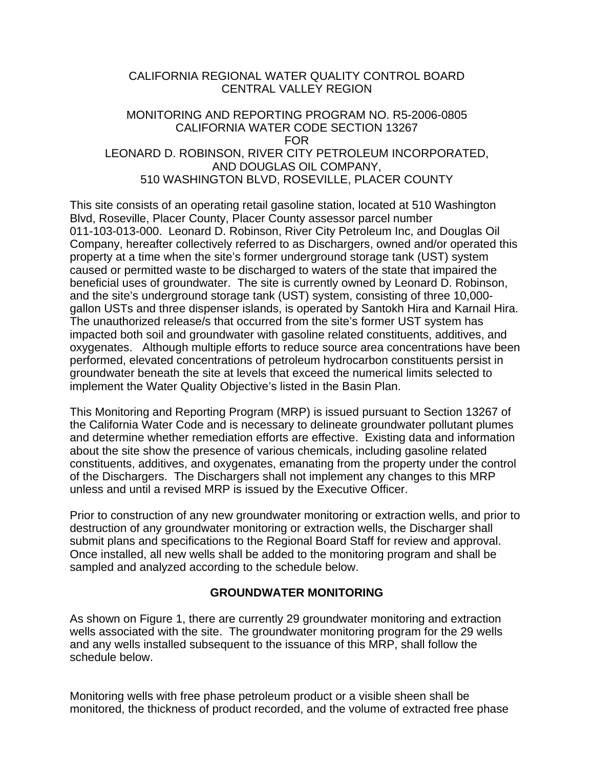CALIFORNIA REGIONAL WATER QUALITY CONTROL BOARD
CENTRAL VALLEY REGION

MONITORING AND REPORTING PROGRAM NO. R5-2006-0805
CALIFORNIA WATER CODE SECTION 13267
FOR
LEONARD D. ROBINSON, RIVER CITY PETROLEUM INCORPORATED,
AND DOUGLAS OIL COMPANY,
510 WASHINGTON BLVD, ROSEVILLE, PLACER COUNTY

This site consists of an operating retail gasoline station, located at 510 Washington Blvd, Roseville, Placer County, Placer County assessor parcel number 011-103-013-000. Leonard D. Robinson, River City Petroleum Inc, and Douglas Oil Company, hereafter collectively referred to as Dischargers, owned and/or operated this property at a time when the site's former underground storage tank (UST) system caused or permitted waste to be discharged to waters of the state that impaired the beneficial uses of groundwater. The site is currently owned by Leonard D. Robinson, and the site's underground storage tank (UST) system, consisting of three 10,000-gallon USTs and three dispenser islands, is operated by Santokh Hira and Karnail Hira. The unauthorized release/s that occurred from the site's former UST system has impacted both soil and groundwater with gasoline related constituents, additives, and oxygenates. Although multiple efforts to reduce source area concentrations have been performed, elevated concentrations of petroleum hydrocarbon constituents persist in groundwater beneath the site at levels that exceed the numerical limits selected to implement the Water Quality Objective's listed in the Basin Plan.

This Monitoring and Reporting Program (MRP) is issued pursuant to Section 13267 of the California Water Code and is necessary to delineate groundwater pollutant plumes and determine whether remediation efforts are effective. Existing data and information about the site show the presence of various chemicals, including gasoline related constituents, additives, and oxygenates, emanating from the property under the control of the Dischargers. The Dischargers shall not implement any changes to this MRP unless and until a revised MRP is issued by the Executive Officer.

Prior to construction of any new groundwater monitoring or extraction wells, and prior to destruction of any groundwater monitoring or extraction wells, the Discharger shall submit plans and specifications to the Regional Board Staff for review and approval. Once installed, all new wells shall be added to the monitoring program and shall be sampled and analyzed according to the schedule below.

## GROUNDWATER MONITORING

As shown on Figure 1, there are currently 29 groundwater monitoring and extraction wells associated with the site. The groundwater monitoring program for the 29 wells and any wells installed subsequent to the issuance of this MRP, shall follow the schedule below.

Monitoring wells with free phase petroleum product or a visible sheen shall be monitored, the thickness of product recorded, and the volume of extracted free phase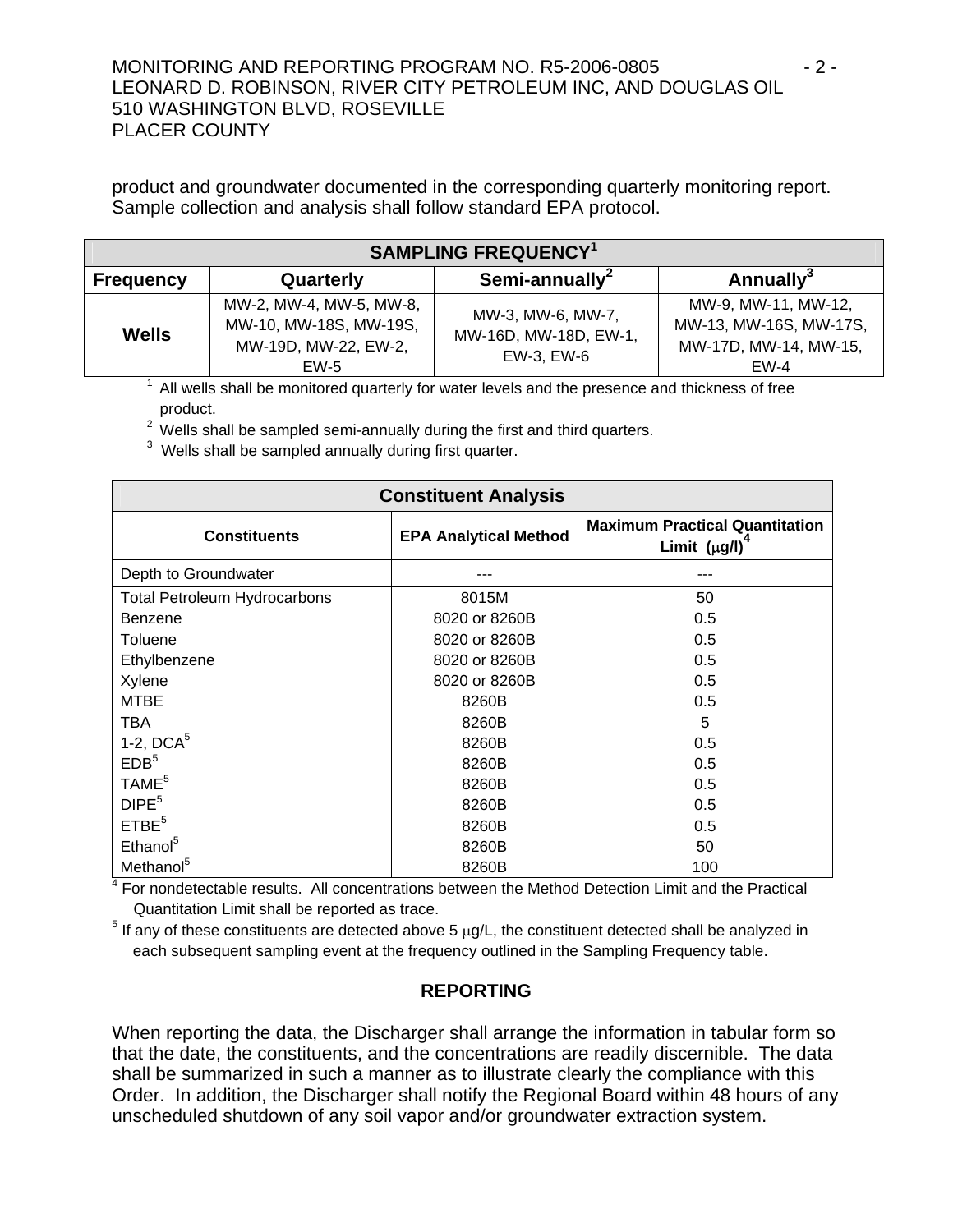product and groundwater documented in the corresponding quarterly monitoring report. Sample collection and analysis shall follow standard EPA protocol.

| **SAMPLING FREQUENCY**[1] | | | |
|---|---|---|---|
| **Frequency** | **Quarterly** | **Semi-annually**[2] | **Annually**[3] |
| **Wells** | MW-2, MW-4, MW-5, MW-8, MW-10, MW-18S, MW-19S, MW-19D, MW-22, EW-2, EW-5 | MW-3, MW-6, MW-7, MW-16D, MW-18D, EW-1, EW-3, EW-6 | MW-9, MW-11, MW-12, MW-13, MW-16S, MW-17S, MW-17D, MW-14, MW-15, EW-4 |

[1] All wells shall be monitored quarterly for water levels and the presence and thickness of free product.
[2] Wells shall be sampled semi-annually during the first and third quarters.
[3] Wells shall be sampled annually during first quarter.

| **Constituent Analysis** | | |
|---|---|---|
| **Constituents** | **EPA Analytical Method** | **Maximum Practical Quantitation Limit (μg/l)**[4] |
| Depth to Groundwater | --- | --- |
| Total Petroleum Hydrocarbons | 8015M | 50 |
| Benzene | 8020 or 8260B | 0.5 |
| Toluene | 8020 or 8260B | 0.5 |
| Ethylbenzene | 8020 or 8260B | 0.5 |
| Xylene | 8020 or 8260B | 0.5 |
| MTBE | 8260B | 0.5 |
| TBA | 8260B | 5 |
| 1-2, DCA[5] | 8260B | 0.5 |
| EDB[5] | 8260B | 0.5 |
| TAME[5] | 8260B | 0.5 |
| DIPE[5] | 8260B | 0.5 |
| ETBE[5] | 8260B | 0.5 |
| Ethanol[5] | 8260B | 50 |
| Methanol[5] | 8260B | 100 |

[4] For nondetectable results. All concentrations between the Method Detection Limit and the Practical Quantitation Limit shall be reported as trace.
[5] If any of these constituents are detected above 5 μg/L, the constituent detected shall be analyzed in each subsequent sampling event at the frequency outlined in the Sampling Frequency table.

## REPORTING

When reporting the data, the Discharger shall arrange the information in tabular form so that the date, the constituents, and the concentrations are readily discernible. The data shall be summarized in such a manner as to illustrate clearly the compliance with this Order. In addition, the Discharger shall notify the Regional Board within 48 hours of any unscheduled shutdown of any soil vapor and/or groundwater extraction system.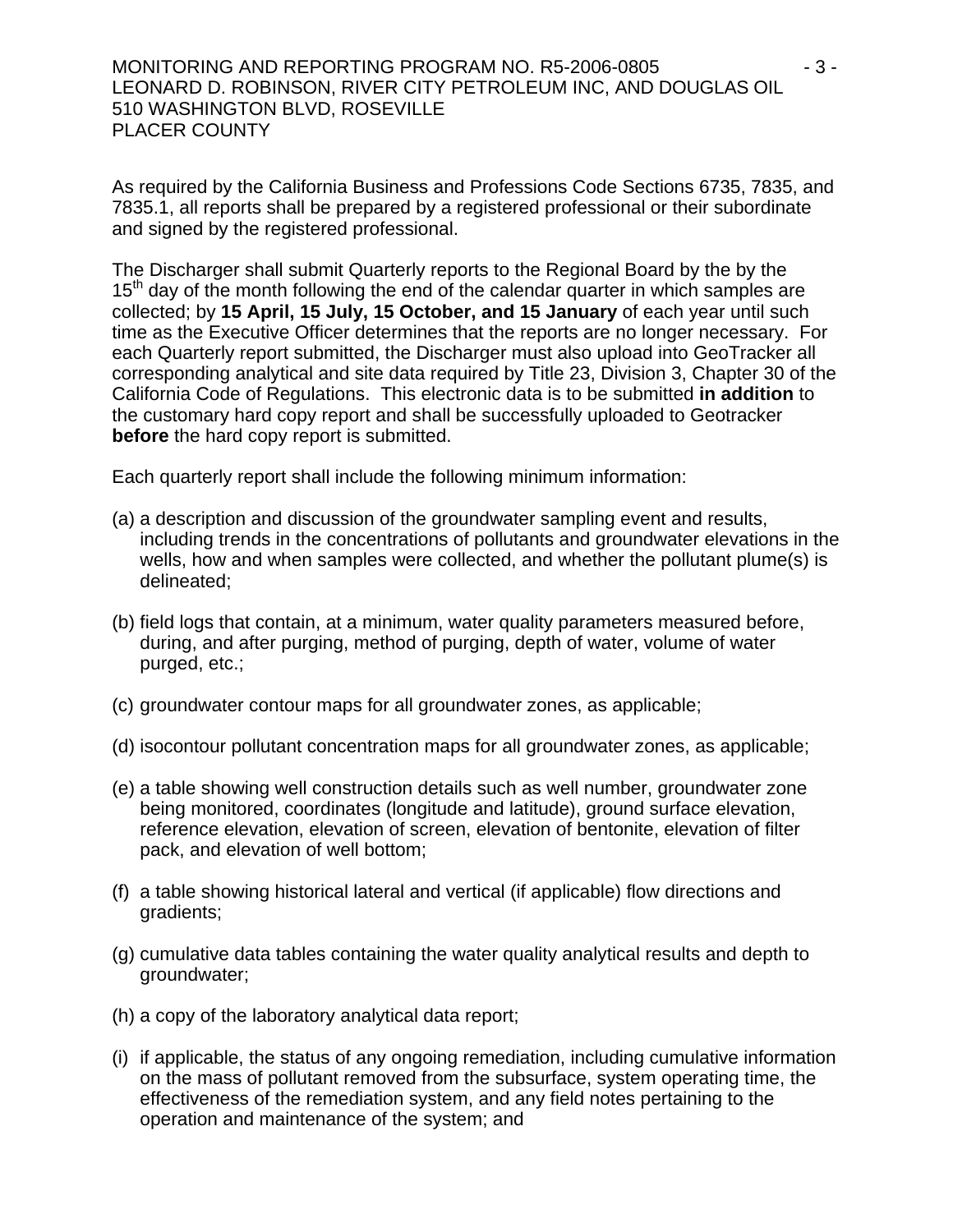As required by the California Business and Professions Code Sections 6735, 7835, and 7835.1, all reports shall be prepared by a registered professional or their subordinate and signed by the registered professional.

The Discharger shall submit Quarterly reports to the Regional Board by the by the 15th day of the month following the end of the calendar quarter in which samples are collected; by **15 April, 15 July, 15 October, and 15 January** of each year until such time as the Executive Officer determines that the reports are no longer necessary. For each Quarterly report submitted, the Discharger must also upload into GeoTracker all corresponding analytical and site data required by Title 23, Division 3, Chapter 30 of the California Code of Regulations. This electronic data is to be submitted **in addition** to the customary hard copy report and shall be successfully uploaded to Geotracker **before** the hard copy report is submitted.

Each quarterly report shall include the following minimum information:

(a) a description and discussion of the groundwater sampling event and results, including trends in the concentrations of pollutants and groundwater elevations in the wells, how and when samples were collected, and whether the pollutant plume(s) is delineated;

(b) field logs that contain, at a minimum, water quality parameters measured before, during, and after purging, method of purging, depth of water, volume of water purged, etc.;

(c) groundwater contour maps for all groundwater zones, as applicable;

(d) isocontour pollutant concentration maps for all groundwater zones, as applicable;

(e) a table showing well construction details such as well number, groundwater zone being monitored, coordinates (longitude and latitude), ground surface elevation, reference elevation, elevation of screen, elevation of bentonite, elevation of filter pack, and elevation of well bottom;

(f) a table showing historical lateral and vertical (if applicable) flow directions and gradients;

(g) cumulative data tables containing the water quality analytical results and depth to groundwater;

(h) a copy of the laboratory analytical data report;

(i) if applicable, the status of any ongoing remediation, including cumulative information on the mass of pollutant removed from the subsurface, system operating time, the effectiveness of the remediation system, and any field notes pertaining to the operation and maintenance of the system; and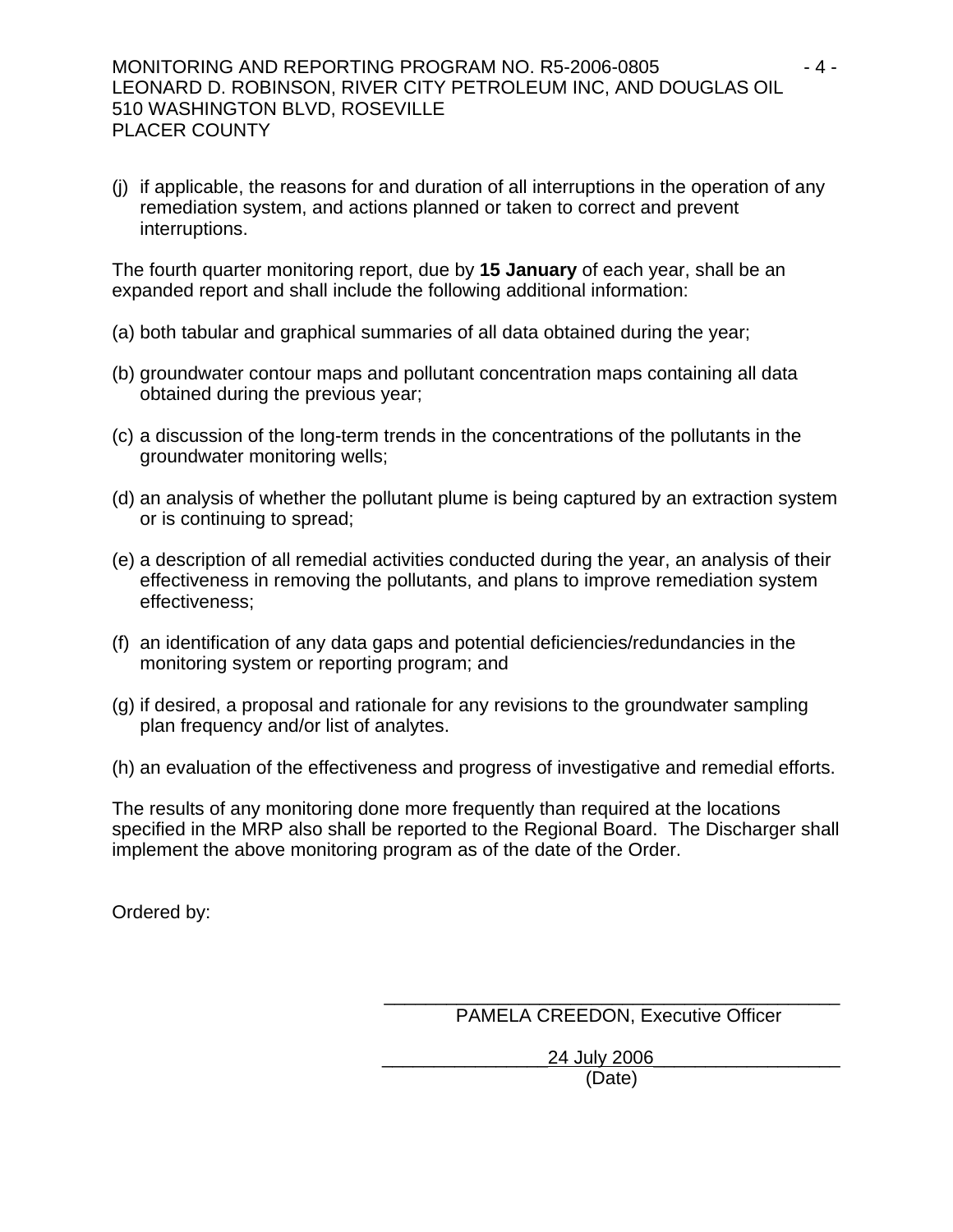(j) if applicable, the reasons for and duration of all interruptions in the operation of any remediation system, and actions planned or taken to correct and prevent interruptions.

The fourth quarter monitoring report, due by **15 January** of each year, shall be an expanded report and shall include the following additional information:

(a) both tabular and graphical summaries of all data obtained during the year;

(b) groundwater contour maps and pollutant concentration maps containing all data obtained during the previous year;

(c) a discussion of the long-term trends in the concentrations of the pollutants in the groundwater monitoring wells;

(d) an analysis of whether the pollutant plume is being captured by an extraction system or is continuing to spread;

(e) a description of all remedial activities conducted during the year, an analysis of their effectiveness in removing the pollutants, and plans to improve remediation system effectiveness;

(f) an identification of any data gaps and potential deficiencies/redundancies in the monitoring system or reporting program; and

(g) if desired, a proposal and rationale for any revisions to the groundwater sampling plan frequency and/or list of analytes.

(h) an evaluation of the effectiveness and progress of investigative and remedial efforts.

The results of any monitoring done more frequently than required at the locations specified in the MRP also shall be reported to the Regional Board. The Discharger shall implement the above monitoring program as of the date of the Order.

Ordered by:

\_\_\_\_\_\_\_\_\_\_\_\_\_\_\_\_\_\_\_\_\_\_\_\_\_\_\_\_\_\_\_\_\_\_\_\_\_\_\_\_\_\_\_\_
PAMELA CREEDON, Executive Officer

\_\_\_\_\_\_\_\_\_\_\_\_\_\_\_\_24 July 2006\_\_\_\_\_\_\_\_\_\_\_\_\_\_\_\_\_\_
(Date)